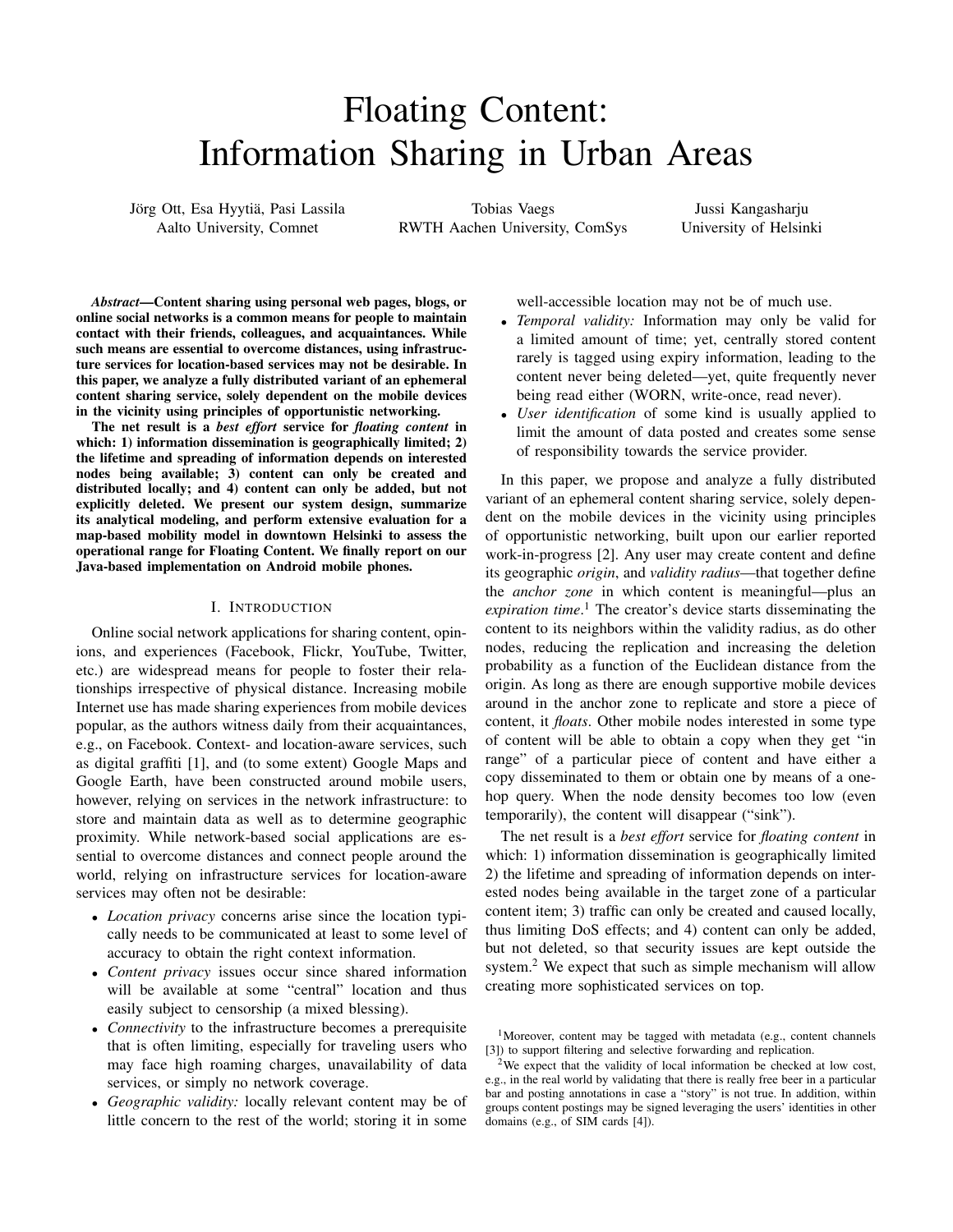# Floating Content: Information Sharing in Urban Areas

Jörg Ott, Esa Hyytiä, Pasi Lassila
Aalto University, Comnet

Tobias Vaegs
RWTH Aachen University, ComSys

Jussi Kangasharju
University of Helsinki

***Abstract*—Content sharing using personal web pages, blogs, or online social networks is a common means for people to maintain contact with their friends, colleagues, and acquaintances. While such means are essential to overcome distances, using infrastructure services for location-based services may not be desirable. In this paper, we analyze a fully distributed variant of an ephemeral content sharing service, solely dependent on the mobile devices in the vicinity using principles of opportunistic networking.**

**The net result is a *best effort* service for *floating content* in which: 1) information dissemination is geographically limited; 2) the lifetime and spreading of information depends on interested nodes being available; 3) content can only be created and distributed locally; and 4) content can only be added, but not explicitly deleted. We present our system design, summarize its analytical modeling, and perform extensive evaluation for a map-based mobility model in downtown Helsinki to assess the operational range for Floating Content. We finally report on our Java-based implementation on Android mobile phones.**

## I. Introduction

Online social network applications for sharing content, opinions, and experiences (Facebook, Flickr, YouTube, Twitter, etc.) are widespread means for people to foster their relationships irrespective of physical distance. Increasing mobile Internet use has made sharing experiences from mobile devices popular, as the authors witness daily from their acquaintances, e.g., on Facebook. Context- and location-aware services, such as digital graffiti [1], and (to some extent) Google Maps and Google Earth, have been constructed around mobile users, however, relying on services in the network infrastructure: to store and maintain data as well as to determine geographic proximity. While network-based social applications are essential to overcome distances and connect people around the world, relying on infrastructure services for location-aware services may often not be desirable:

- *Location privacy* concerns arise since the location typically needs to be communicated at least to some level of accuracy to obtain the right context information.
- *Content privacy* issues occur since shared information will be available at some "central" location and thus easily subject to censorship (a mixed blessing).
- *Connectivity* to the infrastructure becomes a prerequisite that is often limiting, especially for traveling users who may face high roaming charges, unavailability of data services, or simply no network coverage.
- *Geographic validity:* locally relevant content may be of little concern to the rest of the world; storing it in some well-accessible location may not be of much use.
- *Temporal validity:* Information may only be valid for a limited amount of time; yet, centrally stored content rarely is tagged using expiry information, leading to the content never being deleted—yet, quite frequently never being read either (WORN, write-once, read never).
- *User identification* of some kind is usually applied to limit the amount of data posted and creates some sense of responsibility towards the service provider.

In this paper, we propose and analyze a fully distributed variant of an ephemeral content sharing service, solely dependent on the mobile devices in the vicinity using principles of opportunistic networking, built upon our earlier reported work-in-progress [2]. Any user may create content and define its geographic *origin*, and *validity radius*—that together define the *anchor zone* in which content is meaningful—plus an *expiration time*.[1] The creator's device starts disseminating the content to its neighbors within the validity radius, as do other nodes, reducing the replication and increasing the deletion probability as a function of the Euclidean distance from the origin. As long as there are enough supportive mobile devices around in the anchor zone to replicate and store a piece of content, it *floats*. Other mobile nodes interested in some type of content will be able to obtain a copy when they get "in range" of a particular piece of content and have either a copy disseminated to them or obtain one by means of a one-hop query. When the node density becomes too low (even temporarily), the content will disappear ("sink").

The net result is a *best effort* service for *floating content* in which: 1) information dissemination is geographically limited 2) the lifetime and spreading of information depends on interested nodes being available in the target zone of a particular content item; 3) traffic can only be created and caused locally, thus limiting DoS effects; and 4) content can only be added, but not deleted, so that security issues are kept outside the system.[2] We expect that such as simple mechanism will allow creating more sophisticated services on top.

[1] Moreover, content may be tagged with metadata (e.g., content channels [3]) to support filtering and selective forwarding and replication.

[2] We expect that the validity of local information be checked at low cost, e.g., in the real world by validating that there is really free beer in a particular bar and posting annotations in case a "story" is not true. In addition, within groups content postings may be signed leveraging the users' identities in other domains (e.g., of SIM cards [4]).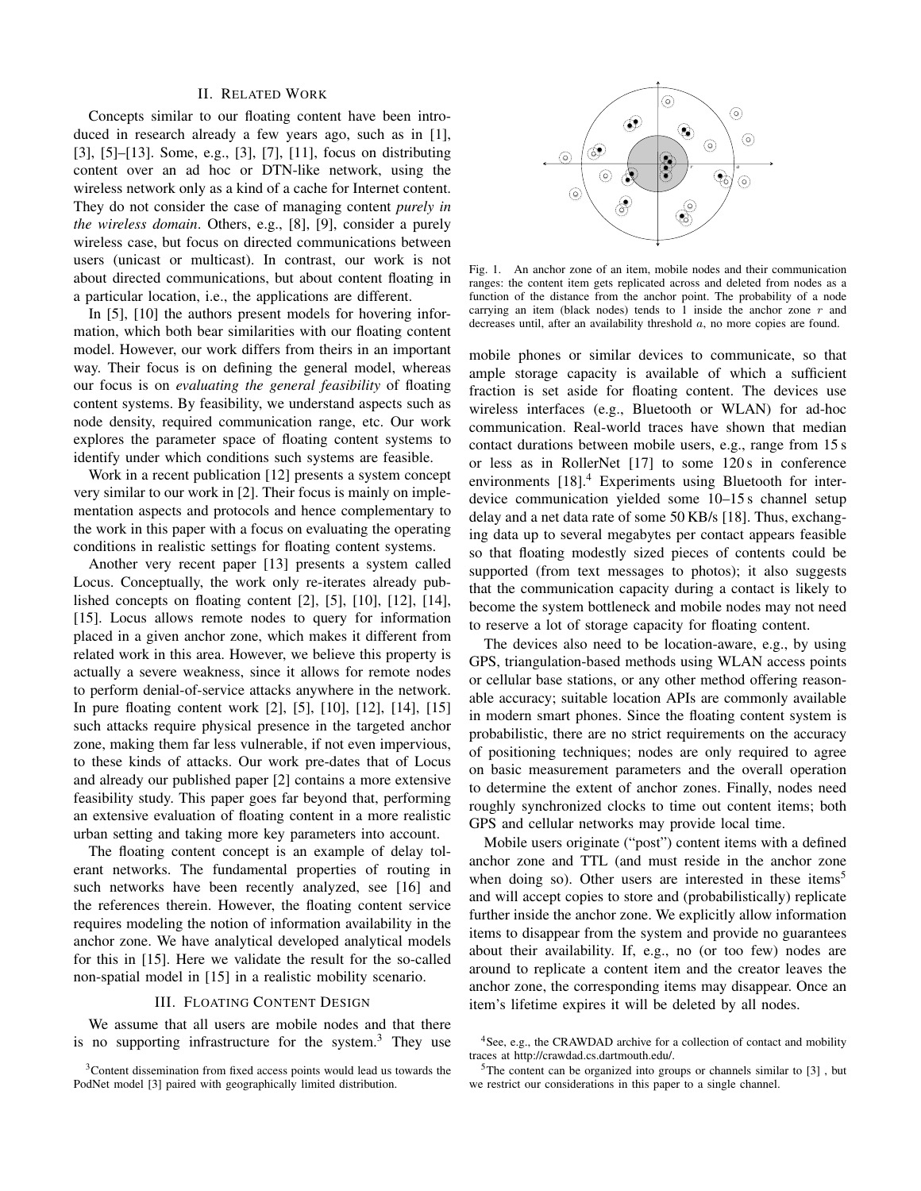## II. Related Work

Concepts similar to our floating content have been introduced in research already a few years ago, such as in [1], [3], [5]–[13]. Some, e.g., [3], [7], [11], focus on distributing content over an ad hoc or DTN-like network, using the wireless network only as a kind of a cache for Internet content. They do not consider the case of managing content *purely in the wireless domain*. Others, e.g., [8], [9], consider a purely wireless case, but focus on directed communications between users (unicast or multicast). In contrast, our work is not about directed communications, but about content floating in a particular location, i.e., the applications are different.

In [5], [10] the authors present models for hovering information, which both bear similarities with our floating content model. However, our work differs from theirs in an important way. Their focus is on defining the general model, whereas our focus is on *evaluating the general feasibility* of floating content systems. By feasibility, we understand aspects such as node density, required communication range, etc. Our work explores the parameter space of floating content systems to identify under which conditions such systems are feasible.

Work in a recent publication [12] presents a system concept very similar to our work in [2]. Their focus is mainly on implementation aspects and protocols and hence complementary to the work in this paper with a focus on evaluating the operating conditions in realistic settings for floating content systems.

Another very recent paper [13] presents a system called Locus. Conceptually, the work only re-iterates already published concepts on floating content [2], [5], [10], [12], [14], [15]. Locus allows remote nodes to query for information placed in a given anchor zone, which makes it different from related work in this area. However, we believe this property is actually a severe weakness, since it allows for remote nodes to perform denial-of-service attacks anywhere in the network. In pure floating content work [2], [5], [10], [12], [14], [15] such attacks require physical presence in the targeted anchor zone, making them far less vulnerable, if not even impervious, to these kinds of attacks. Our work pre-dates that of Locus and already our published paper [2] contains a more extensive feasibility study. This paper goes far beyond that, performing an extensive evaluation of floating content in a more realistic urban setting and taking more key parameters into account.

The floating content concept is an example of delay tolerant networks. The fundamental properties of routing in such networks have been recently analyzed, see [16] and the references therein. However, the floating content service requires modeling the notion of information availability in the anchor zone. We have analytical developed analytical models for this in [15]. Here we validate the result for the so-called non-spatial model in [15] in a realistic mobility scenario.

## III. Floating Content Design

We assume that all users are mobile nodes and that there is no supporting infrastructure for the system.[3] They use mobile phones or similar devices to communicate, so that ample storage capacity is available of which a sufficient fraction is set aside for floating content. The devices use wireless interfaces (e.g., Bluetooth or WLAN) for ad-hoc communication. Real-world traces have shown that median contact durations between mobile users, e.g., range from 15 s or less as in RollerNet [17] to some 120 s in conference environments [18].[4] Experiments using Bluetooth for inter-device communication yielded some 10–15 s channel setup delay and a net data rate of some 50 KB/s [18]. Thus, exchanging data up to several megabytes per contact appears feasible so that floating modestly sized pieces of contents could be supported (from text messages to photos); it also suggests that the communication capacity during a contact is likely to become the system bottleneck and mobile nodes may not need to reserve a lot of storage capacity for floating content.

Fig. 1. An anchor zone of an item, mobile nodes and their communication ranges: the content item gets replicated across and deleted from nodes as a function of the distance from the anchor point. The probability of a node carrying an item (black nodes) tends to 1 inside the anchor zone $r$ and decreases until, after an availability threshold $a$, no more copies are found.

The devices also need to be location-aware, e.g., by using GPS, triangulation-based methods using WLAN access points or cellular base stations, or any other method offering reasonable accuracy; suitable location APIs are commonly available in modern smart phones. Since the floating content system is probabilistic, there are no strict requirements on the accuracy of positioning techniques; nodes are only required to agree on basic measurement parameters and the overall operation to determine the extent of anchor zones. Finally, nodes need roughly synchronized clocks to time out content items; both GPS and cellular networks may provide local time.

Mobile users originate ("post") content items with a defined anchor zone and TTL (and must reside in the anchor zone when doing so). Other users are interested in these items[5] and will accept copies to store and (probabilistically) replicate further inside the anchor zone. We explicitly allow information items to disappear from the system and provide no guarantees about their availability. If, e.g., no (or too few) nodes are around to replicate a content item and the creator leaves the anchor zone, the corresponding items may disappear. Once an item's lifetime expires it will be deleted by all nodes.

[3] Content dissemination from fixed access points would lead us towards the PodNet model [3] paired with geographically limited distribution.

[4] See, e.g., the CRAWDAD archive for a collection of contact and mobility traces at http://crawdad.cs.dartmouth.edu/.

[5] The content can be organized into groups or channels similar to [3] , but we restrict our considerations in this paper to a single channel.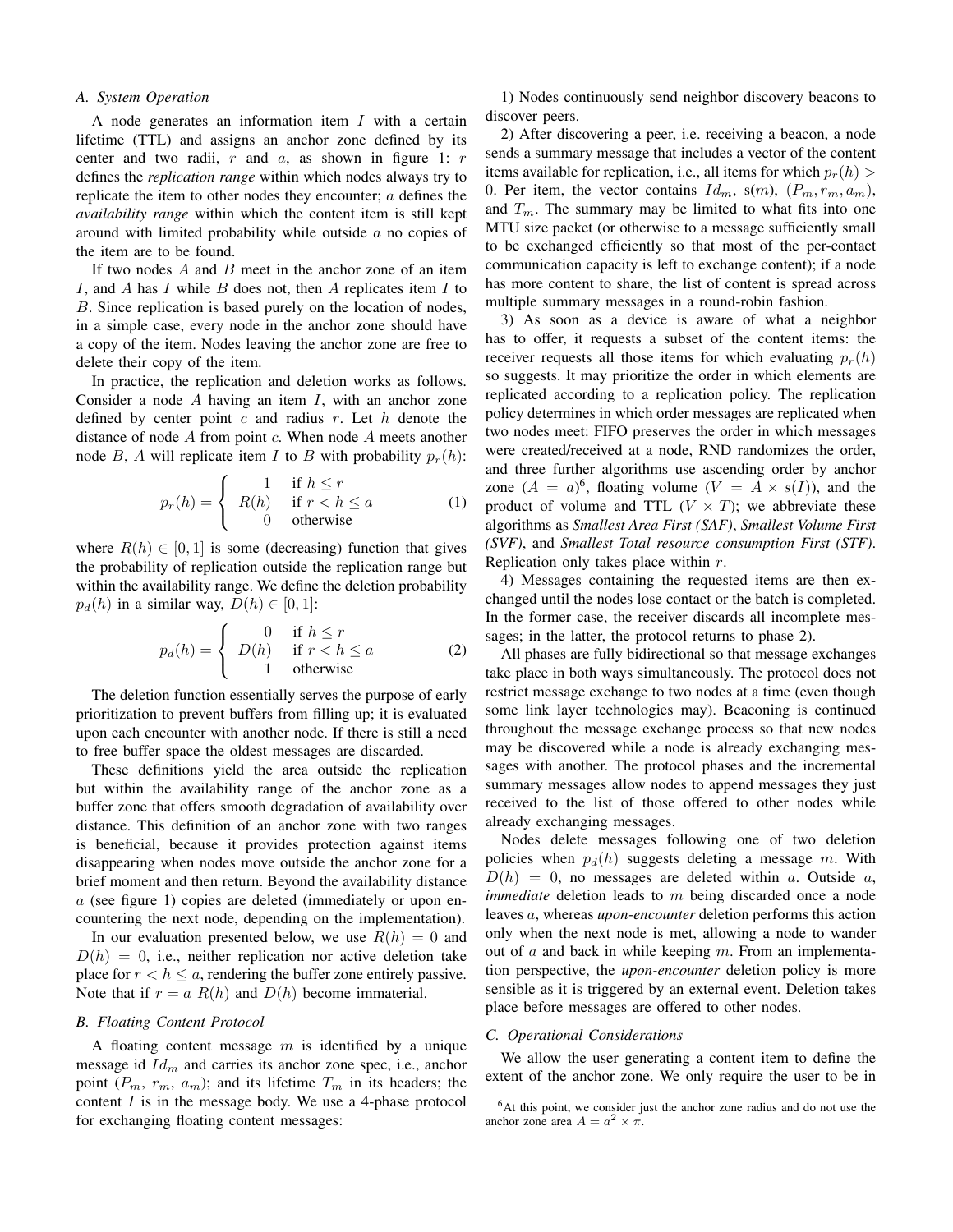### A. System Operation

A node generates an information item $I$ with a certain lifetime (TTL) and assigns an anchor zone defined by its center and two radii, $r$ and $a$, as shown in figure 1: $r$ defines the *replication range* within which nodes always try to replicate the item to other nodes they encounter; $a$ defines the *availability range* within which the content item is still kept around with limited probability while outside $a$ no copies of the item are to be found.

If two nodes $A$ and $B$ meet in the anchor zone of an item $I$, and $A$ has $I$ while $B$ does not, then $A$ replicates item $I$ to $B$. Since replication is based purely on the location of nodes, in a simple case, every node in the anchor zone should have a copy of the item. Nodes leaving the anchor zone are free to delete their copy of the item.

In practice, the replication and deletion works as follows. Consider a node $A$ having an item $I$, with an anchor zone defined by center point $c$ and radius $r$. Let $h$ denote the distance of node $A$ from point $c$. When node $A$ meets another node $B$, $A$ will replicate item $I$ to $B$ with probability $p_r(h)$:

$$p_r(h) = \begin{cases} 1 & \text{if } h \leq r \\ R(h) & \text{if } r < h \leq a \\ 0 & \text{otherwise} \end{cases} \quad (1)$$

where $R(h) \in [0, 1]$ is some (decreasing) function that gives the probability of replication outside the replication range but within the availability range. We define the deletion probability $p_d(h)$ in a similar way, $D(h) \in [0, 1]$:

$$p_d(h) = \begin{cases} 0 & \text{if } h \leq r \\ D(h) & \text{if } r < h \leq a \\ 1 & \text{otherwise} \end{cases} \quad (2)$$

The deletion function essentially serves the purpose of early prioritization to prevent buffers from filling up; it is evaluated upon each encounter with another node. If there is still a need to free buffer space the oldest messages are discarded.

These definitions yield the area outside the replication but within the availability range of the anchor zone as a buffer zone that offers smooth degradation of availability over distance. This definition of an anchor zone with two ranges is beneficial, because it provides protection against items disappearing when nodes move outside the anchor zone for a brief moment and then return. Beyond the availability distance $a$ (see figure 1) copies are deleted (immediately or upon encountering the next node, depending on the implementation).

In our evaluation presented below, we use $R(h) = 0$ and $D(h) = 0$, i.e., neither replication nor active deletion take place for $r < h \leq a$, rendering the buffer zone entirely passive. Note that if $r = a$ $R(h)$ and $D(h)$ become immaterial.

### B. Floating Content Protocol

A floating content message $m$ is identified by a unique message id $Id_m$ and carries its anchor zone spec, i.e., anchor point ($P_m$, $r_m$, $a_m$); and its lifetime $T_m$ in its headers; the content $I$ is in the message body. We use a 4-phase protocol for exchanging floating content messages:

1) Nodes continuously send neighbor discovery beacons to discover peers.

2) After discovering a peer, i.e. receiving a beacon, a node sends a summary message that includes a vector of the content items available for replication, i.e., all items for which $p_r(h) > 0$. Per item, the vector contains $Id_m$, s($m$), ($P_m, r_m, a_m$), and $T_m$. The summary may be limited to what fits into one MTU size packet (or otherwise to a message sufficiently small to be exchanged efficiently so that most of the per-contact communication capacity is left to exchange content); if a node has more content to share, the list of content is spread across multiple summary messages in a round-robin fashion.

3) As soon as a device is aware of what a neighbor has to offer, it requests a subset of the content items: the receiver requests all those items for which evaluating $p_r(h)$ so suggests. It may prioritize the order in which elements are replicated according to a replication policy. The replication policy determines in which order messages are replicated when two nodes meet: FIFO preserves the order in which messages were created/received at a node, RND randomizes the order, and three further algorithms use ascending order by anchor zone ($A = a$)[6], floating volume ($V = A \times s(I)$), and the product of volume and TTL ($V \times T$); we abbreviate these algorithms as *Smallest Area First (SAF)*, *Smallest Volume First (SVF)*, and *Smallest Total resource consumption First (STF)*. Replication only takes place within $r$.

4) Messages containing the requested items are then exchanged until the nodes lose contact or the batch is completed. In the former case, the receiver discards all incomplete messages; in the latter, the protocol returns to phase 2).

All phases are fully bidirectional so that message exchanges take place in both ways simultaneously. The protocol does not restrict message exchange to two nodes at a time (even though some link layer technologies may). Beaconing is continued throughout the message exchange process so that new nodes may be discovered while a node is already exchanging messages with another. The protocol phases and the incremental summary messages allow nodes to append messages they just received to the list of those offered to other nodes while already exchanging messages.

Nodes delete messages following one of two deletion policies when $p_d(h)$ suggests deleting a message $m$. With $D(h) = 0$, no messages are deleted within $a$. Outside $a$, *immediate* deletion leads to $m$ being discarded once a node leaves $a$, whereas *upon-encounter* deletion performs this action only when the next node is met, allowing a node to wander out of $a$ and back in while keeping $m$. From an implementation perspective, the *upon-encounter* deletion policy is more sensible as it is triggered by an external event. Deletion takes place before messages are offered to other nodes.

### C. Operational Considerations

We allow the user generating a content item to define the extent of the anchor zone. We only require the user to be in

[6]At this point, we consider just the anchor zone radius and do not use the anchor zone area $A = a^2 \times \pi$.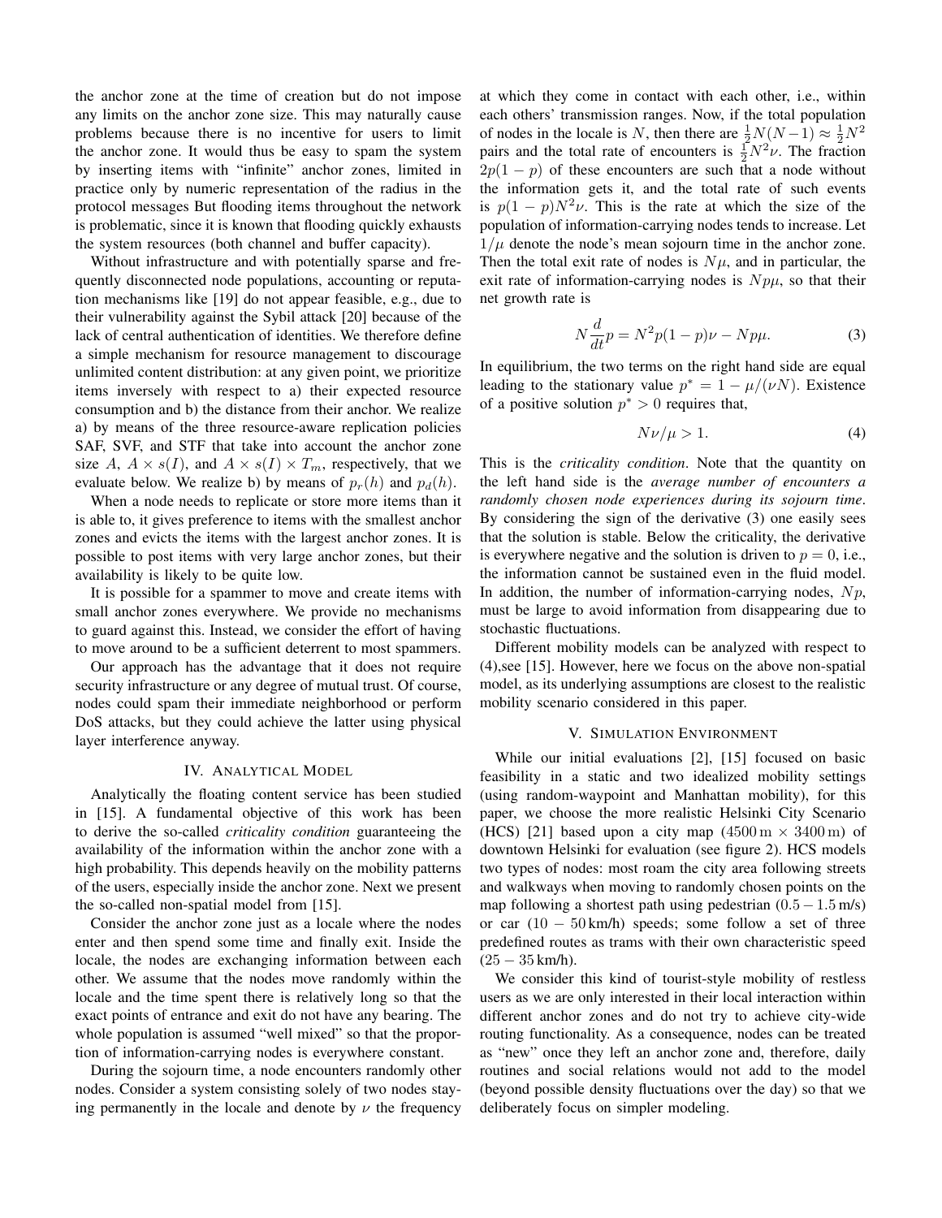the anchor zone at the time of creation but do not impose any limits on the anchor zone size. This may naturally cause problems because there is no incentive for users to limit the anchor zone. It would thus be easy to spam the system by inserting items with "infinite" anchor zones, limited in practice only by numeric representation of the radius in the protocol messages But flooding items throughout the network is problematic, since it is known that flooding quickly exhausts the system resources (both channel and buffer capacity).

Without infrastructure and with potentially sparse and frequently disconnected node populations, accounting or reputation mechanisms like [19] do not appear feasible, e.g., due to their vulnerability against the Sybil attack [20] because of the lack of central authentication of identities. We therefore define a simple mechanism for resource management to discourage unlimited content distribution: at any given point, we prioritize items inversely with respect to a) their expected resource consumption and b) the distance from their anchor. We realize a) by means of the three resource-aware replication policies SAF, SVF, and STF that take into account the anchor zone size $A$, $A \times s(I)$, and $A \times s(I) \times T_m$, respectively, that we evaluate below. We realize b) by means of $p_r(h)$ and $p_d(h)$.

When a node needs to replicate or store more items than it is able to, it gives preference to items with the smallest anchor zones and evicts the items with the largest anchor zones. It is possible to post items with very large anchor zones, but their availability is likely to be quite low.

It is possible for a spammer to move and create items with small anchor zones everywhere. We provide no mechanisms to guard against this. Instead, we consider the effort of having to move around to be a sufficient deterrent to most spammers.

Our approach has the advantage that it does not require security infrastructure or any degree of mutual trust. Of course, nodes could spam their immediate neighborhood or perform DoS attacks, but they could achieve the latter using physical layer interference anyway.

## IV. Analytical Model

Analytically the floating content service has been studied in [15]. A fundamental objective of this work has been to derive the so-called *criticality condition* guaranteeing the availability of the information within the anchor zone with a high probability. This depends heavily on the mobility patterns of the users, especially inside the anchor zone. Next we present the so-called non-spatial model from [15].

Consider the anchor zone just as a locale where the nodes enter and then spend some time and finally exit. Inside the locale, the nodes are exchanging information between each other. We assume that the nodes move randomly within the locale and the time spent there is relatively long so that the exact points of entrance and exit do not have any bearing. The whole population is assumed "well mixed" so that the proportion of information-carrying nodes is everywhere constant.

During the sojourn time, a node encounters randomly other nodes. Consider a system consisting solely of two nodes staying permanently in the locale and denote by $\nu$ the frequency at which they come in contact with each other, i.e., within each others' transmission ranges. Now, if the total population of nodes in the locale is $N$, then there are $\frac{1}{2}N(N-1) \approx \frac{1}{2}N^2$ pairs and the total rate of encounters is $\frac{1}{2}N^2\nu$. The fraction $2p(1-p)$ of these encounters are such that a node without the information gets it, and the total rate of such events is $p(1-p)N^2\nu$. This is the rate at which the size of the population of information-carrying nodes tends to increase. Let $1/\mu$ denote the node's mean sojourn time in the anchor zone. Then the total exit rate of nodes is $N\mu$, and in particular, the exit rate of information-carrying nodes is $Np\mu$, so that their net growth rate is

$$N\frac{d}{dt}p = N^2p(1-p)\nu - Np\mu. \tag{3}$$

In equilibrium, the two terms on the right hand side are equal leading to the stationary value $p^* = 1 - \mu/(\nu N)$. Existence of a positive solution $p^* > 0$ requires that,

$$N\nu/\mu > 1. \tag{4}$$

This is the *criticality condition*. Note that the quantity on the left hand side is the *average number of encounters a randomly chosen node experiences during its sojourn time*. By considering the sign of the derivative (3) one easily sees that the solution is stable. Below the criticality, the derivative is everywhere negative and the solution is driven to $p = 0$, i.e., the information cannot be sustained even in the fluid model. In addition, the number of information-carrying nodes, $Np$, must be large to avoid information from disappearing due to stochastic fluctuations.

Different mobility models can be analyzed with respect to (4),see [15]. However, here we focus on the above non-spatial model, as its underlying assumptions are closest to the realistic mobility scenario considered in this paper.

## V. Simulation Environment

While our initial evaluations [2], [15] focused on basic feasibility in a static and two idealized mobility settings (using random-waypoint and Manhattan mobility), for this paper, we choose the more realistic Helsinki City Scenario (HCS) [21] based upon a city map ($4500\,\text{m} \times 3400\,\text{m}$) of downtown Helsinki for evaluation (see figure 2). HCS models two types of nodes: most roam the city area following streets and walkways when moving to randomly chosen points on the map following a shortest path using pedestrian ($0.5 - 1.5\,\text{m/s}$) or car ($10 - 50\,\text{km/h}$) speeds; some follow a set of three predefined routes as trams with their own characteristic speed ($25 - 35\,\text{km/h}$).

We consider this kind of tourist-style mobility of restless users as we are only interested in their local interaction within different anchor zones and do not try to achieve city-wide routing functionality. As a consequence, nodes can be treated as "new" once they left an anchor zone and, therefore, daily routines and social relations would not add to the model (beyond possible density fluctuations over the day) so that we deliberately focus on simpler modeling.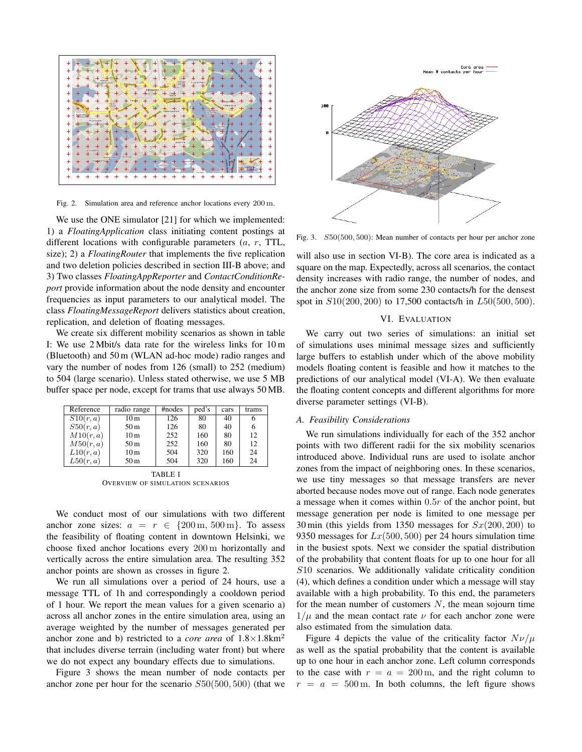Fig. 2. Simulation area and reference anchor locations every 200 m.

We use the ONE simulator [21] for which we implemented: 1) a *FloatingApplication* class initiating content postings at different locations with configurable parameters ($a$, $r$, TTL, size); 2) a *FloatingRouter* that implements the five replication and two deletion policies described in section III-B above; and 3) Two classes *FloatingAppReporter* and *ContactConditionReport* provide information about the node density and encounter frequencies as input parameters to our analytical model. The class *FloatingMessageReport* delivers statistics about creation, replication, and deletion of floating messages.

We create six different mobility scenarios as shown in table I: We use 2 Mbit/s data rate for the wireless links for 10 m (Bluetooth) and 50 m (WLAN ad-hoc mode) radio ranges and vary the number of nodes from 126 (small) to 252 (medium) to 504 (large scenario). Unless stated otherwise, we use 5 MB buffer space per node, except for trams that use always 50 MB.

| Reference | radio range | #nodes | ped's | cars | trams |
|---|---|---|---|---|---|
| $S10(r,a)$ | 10 m | 126 | 80 | 40 | 6 |
| $S50(r,a)$ | 50 m | 126 | 80 | 40 | 6 |
| $M10(r,a)$ | 10 m | 252 | 160 | 80 | 12 |
| $M50(r,a)$ | 50 m | 252 | 160 | 80 | 12 |
| $L10(r,a)$ | 10 m | 504 | 320 | 160 | 24 |
| $L50(r,a)$ | 50 m | 504 | 320 | 160 | 24 |

TABLE I
OVERVIEW OF SIMULATION SCENARIOS

We conduct most of our simulations with two different anchor zone sizes: $a = r \in \{200\,\text{m}, 500\,\text{m}\}$. To assess the feasibility of floating content in downtown Helsinki, we choose fixed anchor locations every 200 m horizontally and vertically across the entire simulation area. The resulting 352 anchor points are shown as crosses in figure 2.

We run all simulations over a period of 24 hours, use a message TTL of 1h and correspondingly a cooldown period of 1 hour. We report the mean values for a given scenario a) across all anchor zones in the entire simulation area, using an average weighted by the number of messages generated per anchor zone and b) restricted to a *core area* of $1.8 \times 1.8\text{km}^2$ that includes diverse terrain (including water front) but where we do not expect any boundary effects due to simulations.

Figure 3 shows the mean number of node contacts per anchor zone per hour for the scenario $S50(500, 500)$ (that we will also use in section VI-B). The core area is indicated as a square on the map. Expectedly, across all scenarios, the contact density increases with radio range, the number of nodes, and the anchor zone size from some 230 contacts/h for the densest spot in $S10(200, 200)$ to 17,500 contacts/h in $L50(500, 500)$.

Fig. 3. $S50(500, 500)$: Mean number of contacts per hour per anchor zone

## VI. Evaluation

We carry out two series of simulations: an initial set of simulations uses minimal message sizes and sufficiently large buffers to establish under which of the above mobility models floating content is feasible and how it matches to the predictions of our analytical model (VI-A). We then evaluate the floating content concepts and different algorithms for more diverse parameter settings (VI-B).

### *A. Feasibility Considerations*

We run simulations individually for each of the 352 anchor points with two different radii for the six mobility scenarios introduced above. Individual runs are used to isolate anchor zones from the impact of neighboring ones. In these scenarios, we use tiny messages so that message transfers are never aborted because nodes move out of range. Each node generates a message when it comes within $0.5r$ of the anchor point, but message generation per node is limited to one message per 30 min (this yields from 1350 messages for $Sx(200, 200)$ to 9350 messages for $Lx(500, 500)$ per 24 hours simulation time in the busiest spots. Next we consider the spatial distribution of the probability that content floats for up to one hour for all $S10$ scenarios. We additionally validate criticality condition (4), which defines a condition under which a message will stay available with a high probability. To this end, the parameters for the mean number of customers $N$, the mean sojourn time $1/\mu$ and the mean contact rate $\nu$ for each anchor zone were also estimated from the simulation data.

Figure 4 depicts the value of the criticality factor $N\nu/\mu$ as well as the spatial probability that the content is available up to one hour in each anchor zone. Left column corresponds to the case with $r = a = 200\,\text{m}$, and the right column to $r = a = 500\,\text{m}$. In both columns, the left figure shows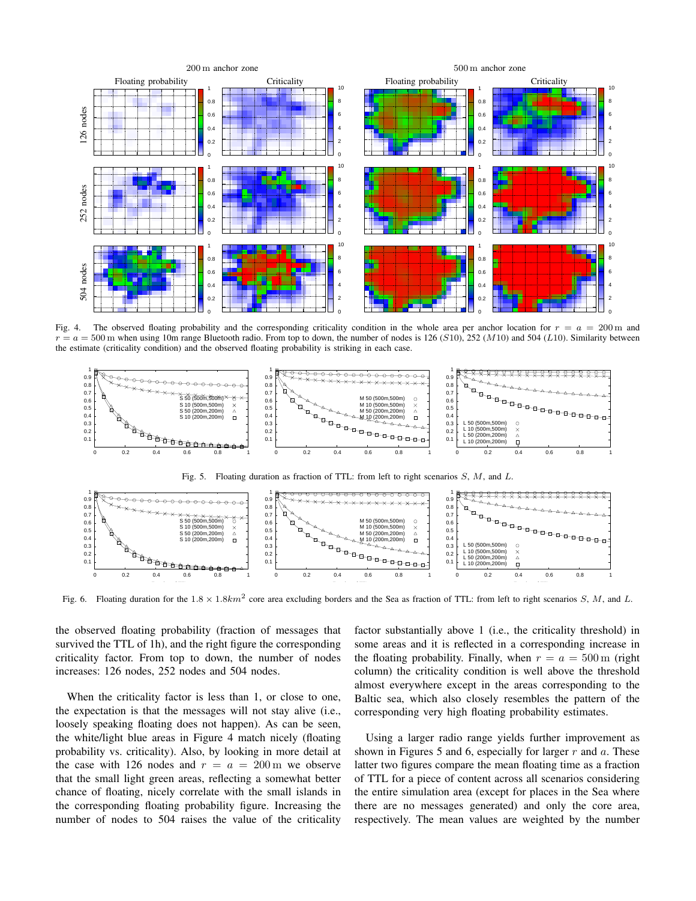Fig. 4. The observed floating probability and the corresponding criticality condition in the whole area per anchor location for $r = a = 200\,\mathrm{m}$ and $r = a = 500\,\mathrm{m}$ when using 10m range Bluetooth radio. From top to down, the number of nodes is 126 ($S10$), 252 ($M10$) and 504 ($L10$). Similarity between the estimate (criticality condition) and the observed floating probability is striking in each case.

Fig. 5. Floating duration as fraction of TTL: from left to right scenarios $S$, $M$, and $L$.

Fig. 6. Floating duration for the $1.8 \times 1.8 km^2$ core area excluding borders and the Sea as fraction of TTL: from left to right scenarios $S$, $M$, and $L$.

the observed floating probability (fraction of messages that survived the TTL of 1h), and the right figure the corresponding criticality factor. From top to down, the number of nodes increases: 126 nodes, 252 nodes and 504 nodes.

When the criticality factor is less than 1, or close to one, the expectation is that the messages will not stay alive (i.e., loosely speaking floating does not happen). As can be seen, the white/light blue areas in Figure 4 match nicely (floating probability vs. criticality). Also, by looking in more detail at the case with 126 nodes and $r = a = 200\,\mathrm{m}$ we observe that the small light green areas, reflecting a somewhat better chance of floating, nicely correlate with the small islands in the corresponding floating probability figure. Increasing the number of nodes to 504 raises the value of the criticality factor substantially above 1 (i.e., the criticality threshold) in some areas and it is reflected in a corresponding increase in the floating probability. Finally, when $r = a = 500\,\mathrm{m}$ (right column) the criticality condition is well above the threshold almost everywhere except in the areas corresponding to the Baltic sea, which also closely resembles the pattern of the corresponding very high floating probability estimates.

Using a larger radio range yields further improvement as shown in Figures 5 and 6, especially for larger $r$ and $a$. These latter two figures compare the mean floating time as a fraction of TTL for a piece of content across all scenarios considering the entire simulation area (except for places in the Sea where there are no messages generated) and only the core area, respectively. The mean values are weighted by the number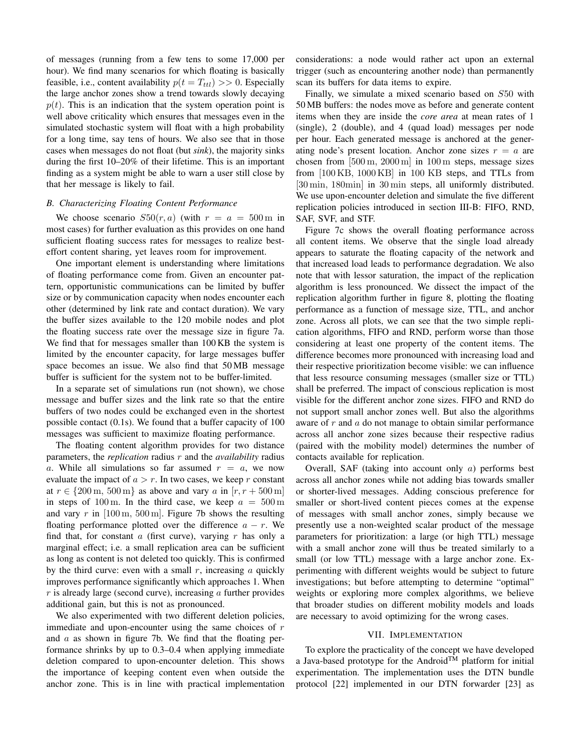of messages (running from a few tens to some 17,000 per hour). We find many scenarios for which floating is basically feasible, i.e., content availability $p(t = T_{ttl}) >> 0$. Especially the large anchor zones show a trend towards slowly decaying $p(t)$. This is an indication that the system operation point is well above criticality which ensures that messages even in the simulated stochastic system will float with a high probability for a long time, say tens of hours. We also see that in those cases when messages do not float (but *sink*), the majority sinks during the first 10–20% of their lifetime. This is an important finding as a system might be able to warn a user still close by that her message is likely to fail.

### *B. Characterizing Floating Content Performance*

We choose scenario $S50(r, a)$ (with $r = a = 500\,\text{m}$ in most cases) for further evaluation as this provides on one hand sufficient floating success rates for messages to realize best-effort content sharing, yet leaves room for improvement.

One important element is understanding where limitations of floating performance come from. Given an encounter pattern, opportunistic communications can be limited by buffer size or by communication capacity when nodes encounter each other (determined by link rate and contact duration). We vary the buffer sizes available to the 120 mobile nodes and plot the floating success rate over the message size in figure 7a. We find that for messages smaller than 100 KB the system is limited by the encounter capacity, for large messages buffer space becomes an issue. We also find that 50 MB message buffer is sufficient for the system not to be buffer-limited.

In a separate set of simulations run (not shown), we chose message and buffer sizes and the link rate so that the entire buffers of two nodes could be exchanged even in the shortest possible contact (0.1s). We found that a buffer capacity of 100 messages was sufficient to maximize floating performance.

The floating content algorithm provides for two distance parameters, the *replication* radius $r$ and the *availability* radius $a$. While all simulations so far assumed $r = a$, we now evaluate the impact of $a > r$. In two cases, we keep $r$ constant at $r \in \{200\,\text{m}, 500\,\text{m}\}$ as above and vary $a$ in $[r, r + 500\,\text{m}]$ in steps of $100\,\text{m}$. In the third case, we keep $a = 500\,\text{m}$ and vary $r$ in $[100\,\text{m}, 500\,\text{m}]$. Figure 7b shows the resulting floating performance plotted over the difference $a - r$. We find that, for constant $a$ (first curve), varying $r$ has only a marginal effect; i.e. a small replication area can be sufficient as long as content is not deleted too quickly. This is confirmed by the third curve: even with a small $r$, increasing $a$ quickly improves performance significantly which approaches 1. When $r$ is already large (second curve), increasing $a$ further provides additional gain, but this is not as pronounced.

We also experimented with two different deletion policies, immediate and upon-encounter using the same choices of $r$ and $a$ as shown in figure 7b. We find that the floating performance shrinks by up to 0.3–0.4 when applying immediate deletion compared to upon-encounter deletion. This shows the importance of keeping content even when outside the anchor zone. This is in line with practical implementation considerations: a node would rather act upon an external trigger (such as encountering another node) than permanently scan its buffers for data items to expire.

Finally, we simulate a mixed scenario based on $S50$ with 50 MB buffers: the nodes move as before and generate content items when they are inside the *core area* at mean rates of 1 (single), 2 (double), and 4 (quad load) messages per node per hour. Each generated message is anchored at the generating node's present location. Anchor zone sizes $r = a$ are chosen from $[500\,\text{m}, 2000\,\text{m}]$ in $100\,\text{m}$ steps, message sizes from $[100\,\text{KB}, 1000\,\text{KB}]$ in 100 KB steps, and TTLs from $[30\,\text{min}, 180\text{min}]$ in $30\,\text{min}$ steps, all uniformly distributed. We use upon-encounter deletion and simulate the five different replication policies introduced in section III-B: FIFO, RND, SAF, SVF, and STF.

Figure 7c shows the overall floating performance across all content items. We observe that the single load already appears to saturate the floating capacity of the network and that increased load leads to performance degradation. We also note that with lessor saturation, the impact of the replication algorithm is less pronounced. We dissect the impact of the replication algorithm further in figure 8, plotting the floating performance as a function of message size, TTL, and anchor zone. Across all plots, we can see that the two simple replication algorithms, FIFO and RND, perform worse than those considering at least one property of the content items. The difference becomes more pronounced with increasing load and their respective prioritization become visible: we can influence that less resource consuming messages (smaller size or TTL) shall be preferred. The impact of conscious replication is most visible for the different anchor zone sizes. FIFO and RND do not support small anchor zones well. But also the algorithms aware of $r$ and $a$ do not manage to obtain similar performance across all anchor zone sizes because their respective radius (paired with the mobility model) determines the number of contacts available for replication.

Overall, SAF (taking into account only $a$) performs best across all anchor zones while not adding bias towards smaller or shorter-lived messages. Adding conscious preference for smaller or short-lived content pieces comes at the expense of messages with small anchor zones, simply because we presently use a non-weighted scalar product of the message parameters for prioritization: a large (or high TTL) message with a small anchor zone will thus be treated similarly to a small (or low TTL) message with a large anchor zone. Experimenting with different weights would be subject to future investigations; but before attempting to determine "optimal" weights or exploring more complex algorithms, we believe that broader studies on different mobility models and loads are necessary to avoid optimizing for the wrong cases.

## VII. IMPLEMENTATION

To explore the practicality of the concept we have developed a Java-based prototype for the Android™ platform for initial experimentation. The implementation uses the DTN bundle protocol [22] implemented in our DTN forwarder [23] as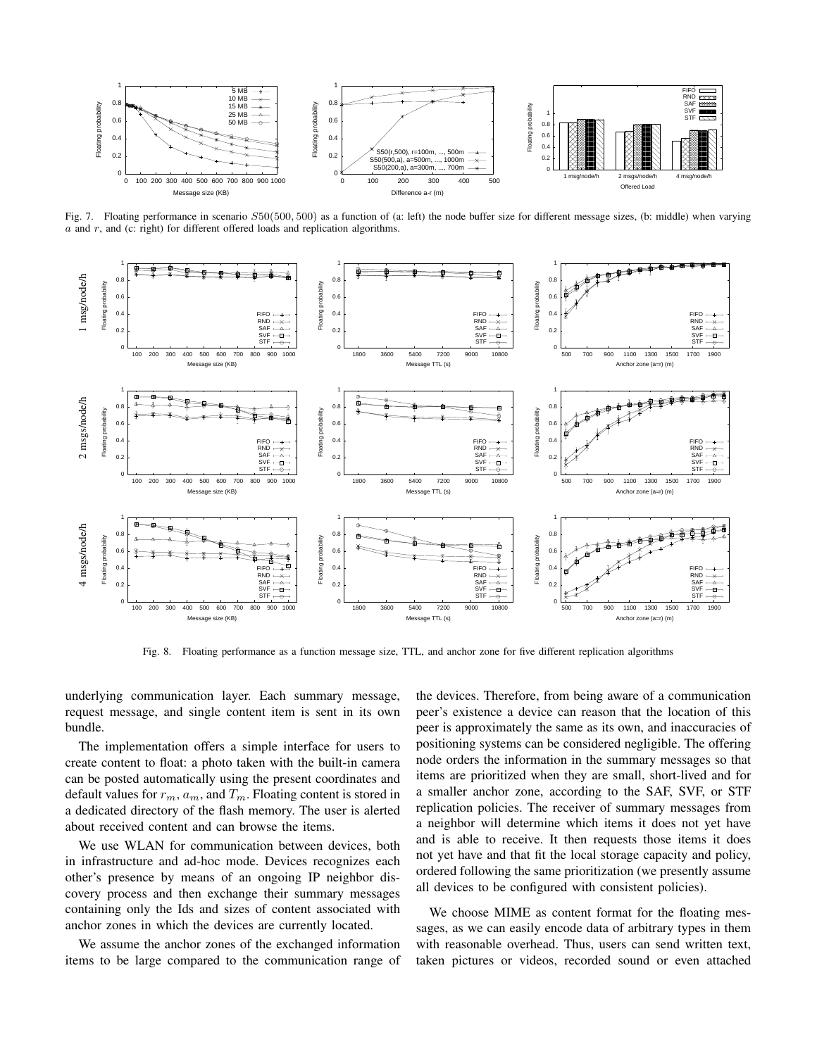Fig. 7. Floating performance in scenario $S50(500, 500)$ as a function of (a: left) the node buffer size for different message sizes, (b: middle) when varying $a$ and $r$, and (c: right) for different offered loads and replication algorithms.

Fig. 8. Floating performance as a function message size, TTL, and anchor zone for five different replication algorithms

underlying communication layer. Each summary message, request message, and single content item is sent in its own bundle.

The implementation offers a simple interface for users to create content to float: a photo taken with the built-in camera can be posted automatically using the present coordinates and default values for $r_m$, $a_m$, and $T_m$. Floating content is stored in a dedicated directory of the flash memory. The user is alerted about received content and can browse the items.

We use WLAN for communication between devices, both in infrastructure and ad-hoc mode. Devices recognizes each other's presence by means of an ongoing IP neighbor discovery process and then exchange their summary messages containing only the Ids and sizes of content associated with anchor zones in which the devices are currently located.

We assume the anchor zones of the exchanged information items to be large compared to the communication range of the devices. Therefore, from being aware of a communication peer's existence a device can reason that the location of this peer is approximately the same as its own, and inaccuracies of positioning systems can be considered negligible. The offering node orders the information in the summary messages so that items are prioritized when they are small, short-lived and for a smaller anchor zone, according to the SAF, SVF, or STF replication policies. The receiver of summary messages from a neighbor will determine which items it does not yet have and is able to receive. It then requests those items it does not yet have and that fit the local storage capacity and policy, ordered following the same prioritization (we presently assume all devices to be configured with consistent policies).

We choose MIME as content format for the floating messages, as we can easily encode data of arbitrary types in them with reasonable overhead. Thus, users can send written text, taken pictures or videos, recorded sound or even attached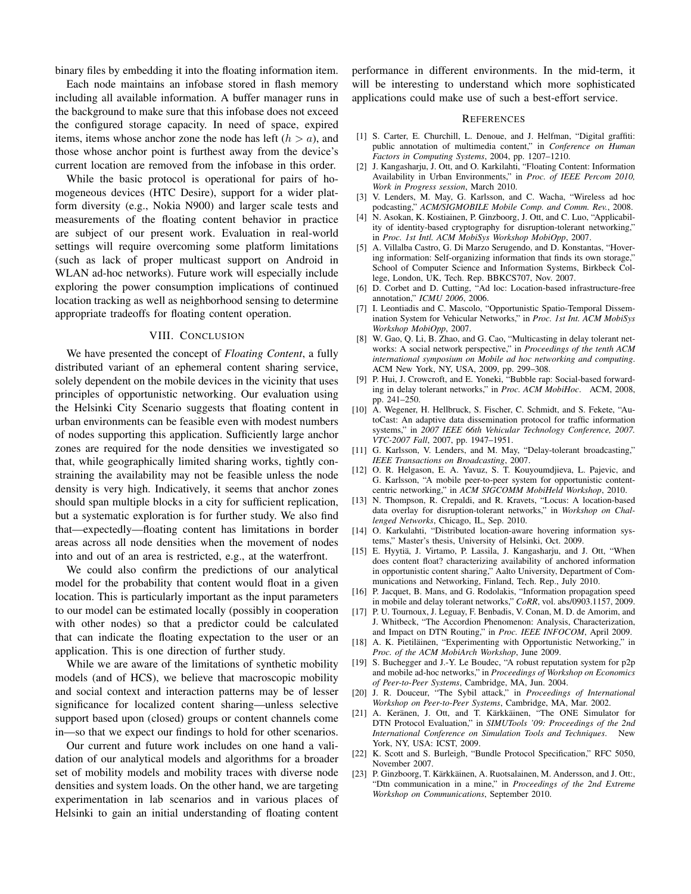binary files by embedding it into the floating information item.

Each node maintains an infobase stored in flash memory including all available information. A buffer manager runs in the background to make sure that this infobase does not exceed the configured storage capacity. In need of space, expired items, items whose anchor zone the node has left ($h > a$), and those whose anchor point is furthest away from the device's current location are removed from the infobase in this order.

While the basic protocol is operational for pairs of homogeneous devices (HTC Desire), support for a wider platform diversity (e.g., Nokia N900) and larger scale tests and measurements of the floating content behavior in practice are subject of our present work. Evaluation in real-world settings will require overcoming some platform limitations (such as lack of proper multicast support on Android in WLAN ad-hoc networks). Future work will especially include exploring the power consumption implications of continued location tracking as well as neighborhood sensing to determine appropriate tradeoffs for floating content operation.

## VIII. Conclusion

We have presented the concept of *Floating Content*, a fully distributed variant of an ephemeral content sharing service, solely dependent on the mobile devices in the vicinity that uses principles of opportunistic networking. Our evaluation using the Helsinki City Scenario suggests that floating content in urban environments can be feasible even with modest numbers of nodes supporting this application. Sufficiently large anchor zones are required for the node densities we investigated so that, while geographically limited sharing works, tightly constraining the availability may not be feasible unless the node density is very high. Indicatively, it seems that anchor zones should span multiple blocks in a city for sufficient replication, but a systematic exploration is for further study. We also find that—expectedly—floating content has limitations in border areas across all node densities when the movement of nodes into and out of an area is restricted, e.g., at the waterfront.

We could also confirm the predictions of our analytical model for the probability that content would float in a given location. This is particularly important as the input parameters to our model can be estimated locally (possibly in cooperation with other nodes) so that a predictor could be calculated that can indicate the floating expectation to the user or an application. This is one direction of further study.

While we are aware of the limitations of synthetic mobility models (and of HCS), we believe that macroscopic mobility and social context and interaction patterns may be of lesser significance for localized content sharing—unless selective support based upon (closed) groups or content channels come in—so that we expect our findings to hold for other scenarios.

Our current and future work includes on one hand a validation of our analytical models and algorithms for a broader set of mobility models and mobility traces with diverse node densities and system loads. On the other hand, we are targeting experimentation in lab scenarios and in various places of Helsinki to gain an initial understanding of floating content performance in different environments. In the mid-term, it will be interesting to understand which more sophisticated applications could make use of such a best-effort service.

## References

[1] S. Carter, E. Churchill, L. Denoue, and J. Helfman, "Digital graffiti: public annotation of multimedia content," in *Conference on Human Factors in Computing Systems*, 2004, pp. 1207–1210.

[2] J. Kangasharju, J. Ott, and O. Karkilahti, "Floating Content: Information Availability in Urban Environments," in *Proc. of IEEE Percom 2010, Work in Progress session*, March 2010.

[3] V. Lenders, M. May, G. Karlsson, and C. Wacha, "Wireless ad hoc podcasting," *ACM/SIGMOBILE Mobile Comp. and Comm. Rev.*, 2008.

[4] N. Asokan, K. Kostiainen, P. Ginzboorg, J. Ott, and C. Luo, "Applicability of identity-based cryptography for disruption-tolerant networking," in *Proc. 1st Intl. ACM MobiSys Workshop MobiOpp*, 2007.

[5] A. Villalba Castro, G. Di Marzo Serugendo, and D. Konstantas, "Hovering information: Self-organizing information that finds its own storage," School of Computer Science and Information Systems, Birkbeck College, London, UK, Tech. Rep. BBKCS707, Nov. 2007.

[6] D. Corbet and D. Cutting, "Ad loc: Location-based infrastructure-free annotation," *ICMU 2006*, 2006.

[7] I. Leontiadis and C. Mascolo, "Opportunistic Spatio-Temporal Dissemination System for Vehicular Networks," in *Proc. 1st Int. ACM MobiSys Workshop MobiOpp*, 2007.

[8] W. Gao, Q. Li, B. Zhao, and G. Cao, "Multicasting in delay tolerant networks: A social network perspective," in *Proceedings of the tenth ACM international symposium on Mobile ad hoc networking and computing*. ACM New York, NY, USA, 2009, pp. 299–308.

[9] P. Hui, J. Crowcroft, and E. Yoneki, "Bubble rap: Social-based forwarding in delay tolerant networks," in *Proc. ACM MobiHoc*. ACM, 2008, pp. 241–250.

[10] A. Wegener, H. Hellbruck, S. Fischer, C. Schmidt, and S. Fekete, "AutoCast: An adaptive data dissemination protocol for traffic information systems," in *2007 IEEE 66th Vehicular Technology Conference, 2007. VTC-2007 Fall*, 2007, pp. 1947–1951.

[11] G. Karlsson, V. Lenders, and M. May, "Delay-tolerant broadcasting," *IEEE Transactions on Broadcasting*, 2007.

[12] O. R. Helgason, E. A. Yavuz, S. T. Kouyoumdjieva, L. Pajevic, and G. Karlsson, "A mobile peer-to-peer system for opportunistic content-centric networking," in *ACM SIGCOMM MobiHeld Workshop*, 2010.

[13] N. Thompson, R. Crepaldi, and R. Kravets, "Locus: A location-based data overlay for disruption-tolerant networks," in *Workshop on Challenged Networks*, Chicago, IL, Sep. 2010.

[14] O. Karkulahti, "Distributed location-aware hovering information systems," Master's thesis, University of Helsinki, Oct. 2009.

[15] E. Hyytiä, J. Virtamo, P. Lassila, J. Kangasharju, and J. Ott, "When does content float? characterizing availability of anchored information in opportunistic content sharing," Aalto University, Department of Communications and Networking, Finland, Tech. Rep., July 2010.

[16] P. Jacquet, B. Mans, and G. Rodolakis, "Information propagation speed in mobile and delay tolerant networks," *CoRR*, vol. abs/0903.1157, 2009.

[17] P. U. Tournoux, J. Leguay, F. Benbadis, V. Conan, M. D. de Amorim, and J. Whitbeck, "The Accordion Phenomenon: Analysis, Characterization, and Impact on DTN Routing," in *Proc. IEEE INFOCOM*, April 2009.

[18] A. K. Pietiläinen, "Experimenting with Opportunistic Networking," in *Proc. of the ACM MobiArch Workshop*, June 2009.

[19] S. Buchegger and J.-Y. Le Boudec, "A robust reputation system for p2p and mobile ad-hoc networks," in *Proceedings of Workshop on Economics of Peer-to-Peer Systems*, Cambridge, MA, Jun. 2004.

[20] J. R. Douceur, "The Sybil attack," in *Proceedings of International Workshop on Peer-to-Peer Systems*, Cambridge, MA, Mar. 2002.

[21] A. Keränen, J. Ott, and T. Kärkkäinen, "The ONE Simulator for DTN Protocol Evaluation," in *SIMUTools '09: Proceedings of the 2nd International Conference on Simulation Tools and Techniques*. New York, NY, USA: ICST, 2009.

[22] K. Scott and S. Burleigh, "Bundle Protocol Specification," RFC 5050, November 2007.

[23] P. Ginzboorg, T. Kärkkäinen, A. Ruotsalainen, M. Andersson, and J. Ott:, "Dtn communication in a mine," in *Proceedings of the 2nd Extreme Workshop on Communications*, September 2010.